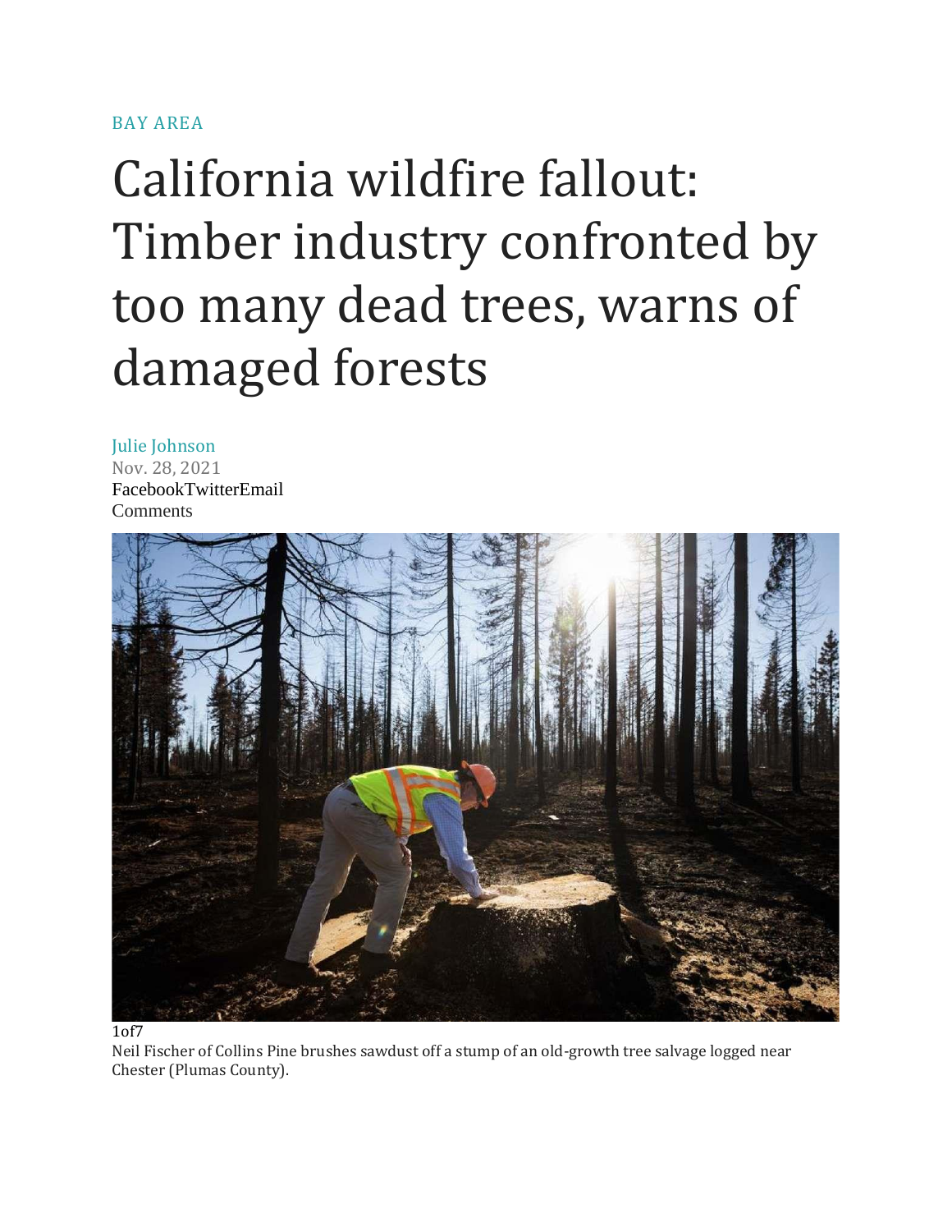BAY AREA

# California wildfire fallout: Timber industry confronted by too many dead trees, warns of damaged forests

Julie Johnson
Nov. 28, 2021
FacebookTwitterEmail
Comments

1of7
Neil Fischer of Collins Pine brushes sawdust off a stump of an old-growth tree salvage logged near Chester (Plumas County).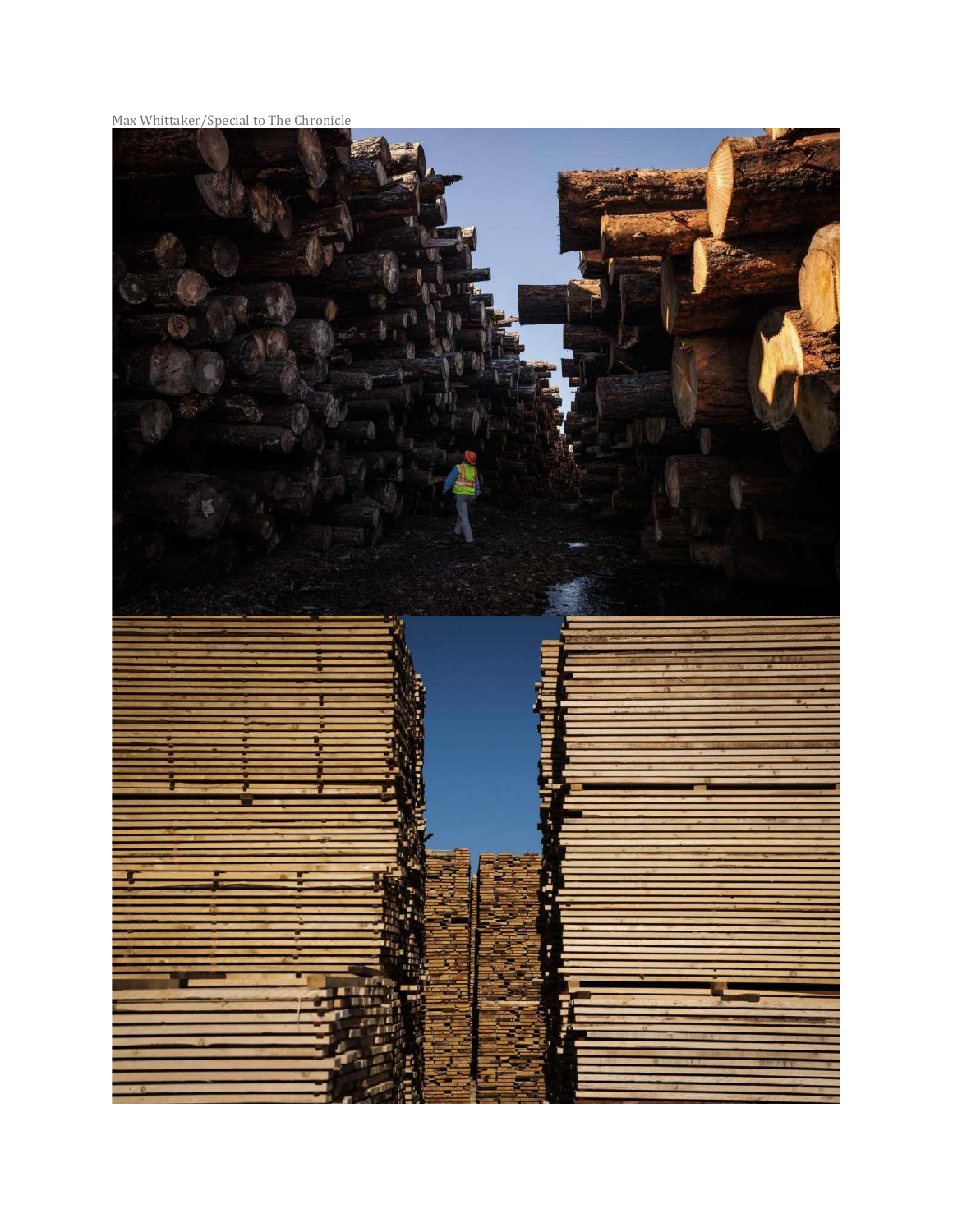Max Whittaker/Special to The Chronicle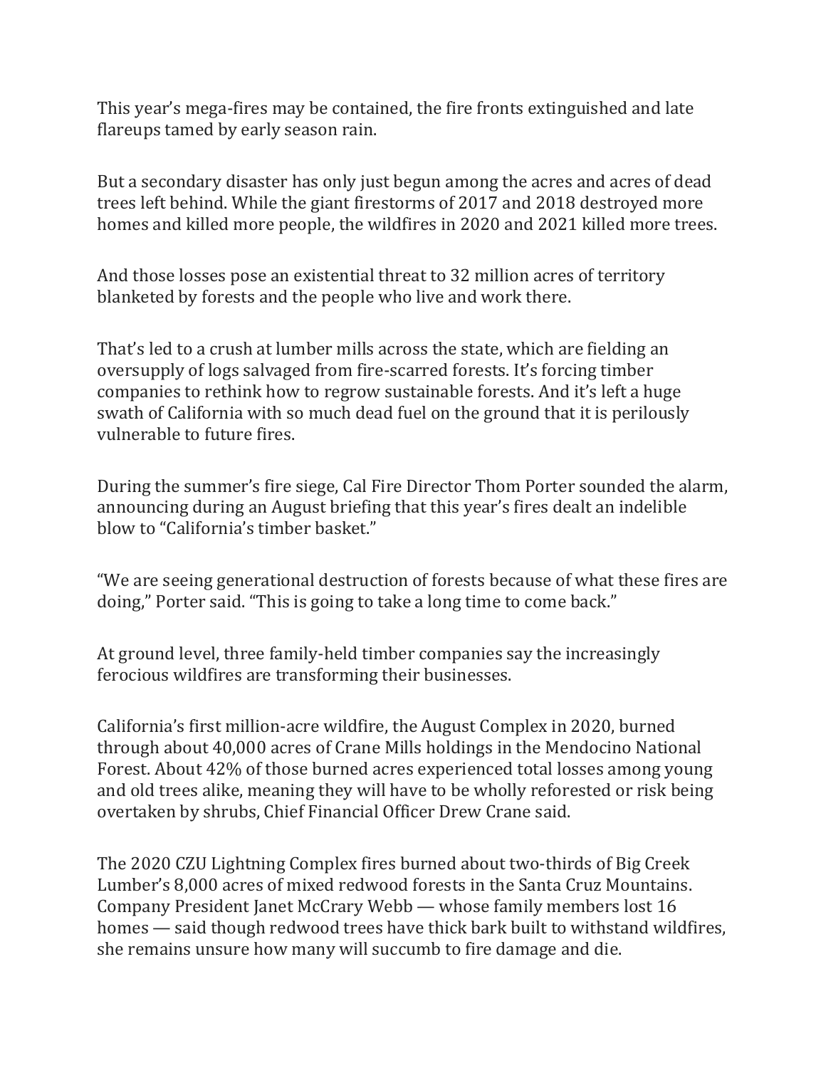This year's mega-fires may be contained, the fire fronts extinguished and late flareups tamed by early season rain.

But a secondary disaster has only just begun among the acres and acres of dead trees left behind. While the giant firestorms of 2017 and 2018 destroyed more homes and killed more people, the wildfires in 2020 and 2021 killed more trees.

And those losses pose an existential threat to 32 million acres of territory blanketed by forests and the people who live and work there.

That's led to a crush at lumber mills across the state, which are fielding an oversupply of logs salvaged from fire-scarred forests. It's forcing timber companies to rethink how to regrow sustainable forests. And it's left a huge swath of California with so much dead fuel on the ground that it is perilously vulnerable to future fires.

During the summer's fire siege, Cal Fire Director Thom Porter sounded the alarm, announcing during an August briefing that this year's fires dealt an indelible blow to "California's timber basket."

"We are seeing generational destruction of forests because of what these fires are doing," Porter said. "This is going to take a long time to come back."

At ground level, three family-held timber companies say the increasingly ferocious wildfires are transforming their businesses.

California's first million-acre wildfire, the August Complex in 2020, burned through about 40,000 acres of Crane Mills holdings in the Mendocino National Forest. About 42% of those burned acres experienced total losses among young and old trees alike, meaning they will have to be wholly reforested or risk being overtaken by shrubs, Chief Financial Officer Drew Crane said.

The 2020 CZU Lightning Complex fires burned about two-thirds of Big Creek Lumber's 8,000 acres of mixed redwood forests in the Santa Cruz Mountains. Company President Janet McCrary Webb — whose family members lost 16 homes — said though redwood trees have thick bark built to withstand wildfires, she remains unsure how many will succumb to fire damage and die.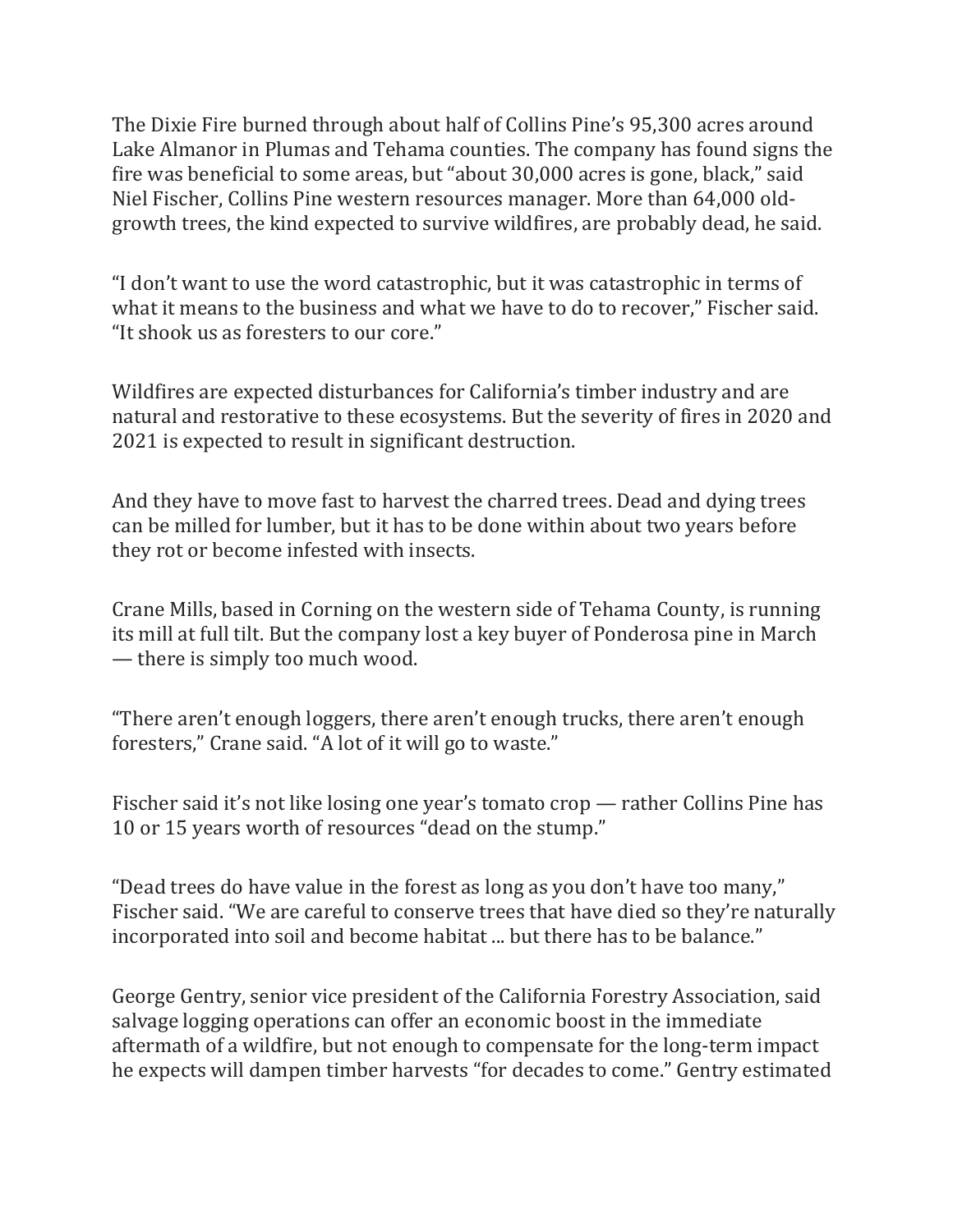The Dixie Fire burned through about half of Collins Pine's 95,300 acres around Lake Almanor in Plumas and Tehama counties. The company has found signs the fire was beneficial to some areas, but "about 30,000 acres is gone, black," said Niel Fischer, Collins Pine western resources manager. More than 64,000 old-growth trees, the kind expected to survive wildfires, are probably dead, he said.

"I don't want to use the word catastrophic, but it was catastrophic in terms of what it means to the business and what we have to do to recover," Fischer said. "It shook us as foresters to our core."

Wildfires are expected disturbances for California's timber industry and are natural and restorative to these ecosystems. But the severity of fires in 2020 and 2021 is expected to result in significant destruction.

And they have to move fast to harvest the charred trees. Dead and dying trees can be milled for lumber, but it has to be done within about two years before they rot or become infested with insects.

Crane Mills, based in Corning on the western side of Tehama County, is running its mill at full tilt. But the company lost a key buyer of Ponderosa pine in March — there is simply too much wood.

"There aren't enough loggers, there aren't enough trucks, there aren't enough foresters," Crane said. "A lot of it will go to waste."

Fischer said it's not like losing one year's tomato crop — rather Collins Pine has 10 or 15 years worth of resources "dead on the stump."

"Dead trees do have value in the forest as long as you don't have too many," Fischer said. "We are careful to conserve trees that have died so they're naturally incorporated into soil and become habitat ... but there has to be balance."

George Gentry, senior vice president of the California Forestry Association, said salvage logging operations can offer an economic boost in the immediate aftermath of a wildfire, but not enough to compensate for the long-term impact he expects will dampen timber harvests "for decades to come." Gentry estimated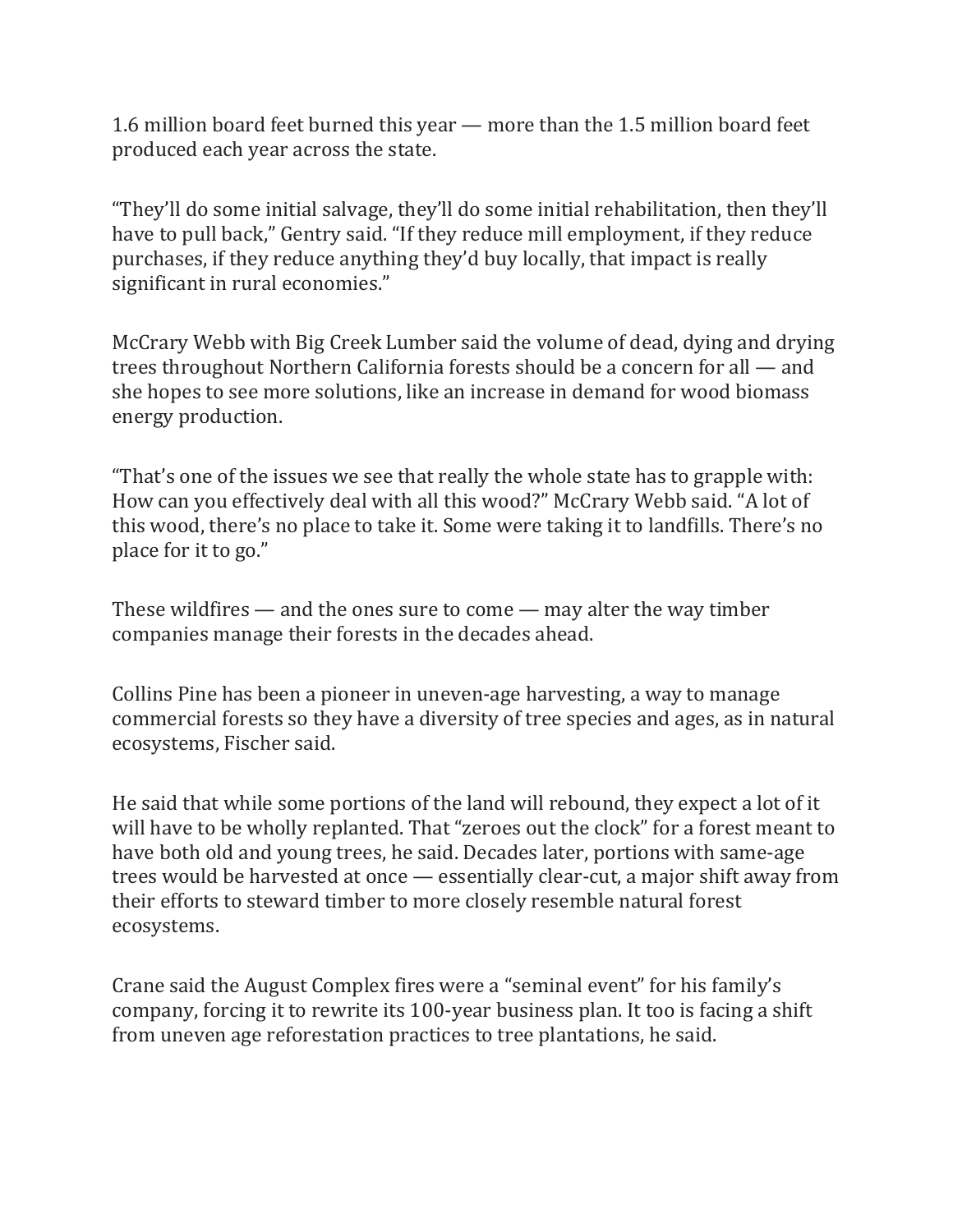1.6 million board feet burned this year — more than the 1.5 million board feet produced each year across the state.

“They’ll do some initial salvage, they’ll do some initial rehabilitation, then they’ll have to pull back,” Gentry said. “If they reduce mill employment, if they reduce purchases, if they reduce anything they’d buy locally, that impact is really significant in rural economies.”

McCrary Webb with Big Creek Lumber said the volume of dead, dying and drying trees throughout Northern California forests should be a concern for all — and she hopes to see more solutions, like an increase in demand for wood biomass energy production.

“That’s one of the issues we see that really the whole state has to grapple with: How can you effectively deal with all this wood?” McCrary Webb said. “A lot of this wood, there’s no place to take it. Some were taking it to landfills. There’s no place for it to go.”

These wildfires — and the ones sure to come — may alter the way timber companies manage their forests in the decades ahead.

Collins Pine has been a pioneer in uneven-age harvesting, a way to manage commercial forests so they have a diversity of tree species and ages, as in natural ecosystems, Fischer said.

He said that while some portions of the land will rebound, they expect a lot of it will have to be wholly replanted. That “zeroes out the clock” for a forest meant to have both old and young trees, he said. Decades later, portions with same-age trees would be harvested at once — essentially clear-cut, a major shift away from their efforts to steward timber to more closely resemble natural forest ecosystems.

Crane said the August Complex fires were a “seminal event” for his family’s company, forcing it to rewrite its 100-year business plan. It too is facing a shift from uneven age reforestation practices to tree plantations, he said.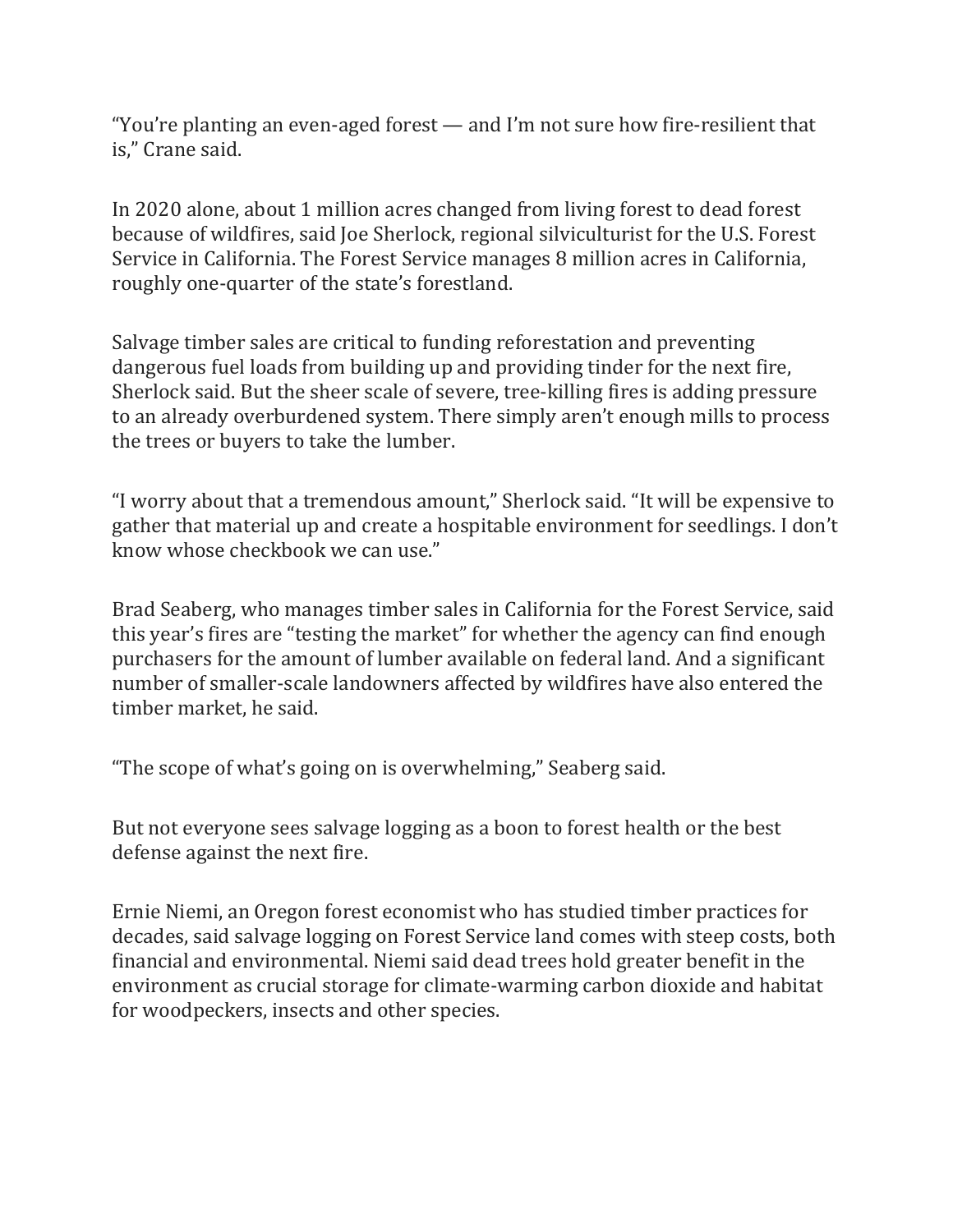“You’re planting an even-aged forest — and I’m not sure how fire-resilient that is,” Crane said.

In 2020 alone, about 1 million acres changed from living forest to dead forest because of wildfires, said Joe Sherlock, regional silviculturist for the U.S. Forest Service in California. The Forest Service manages 8 million acres in California, roughly one-quarter of the state’s forestland.

Salvage timber sales are critical to funding reforestation and preventing dangerous fuel loads from building up and providing tinder for the next fire, Sherlock said. But the sheer scale of severe, tree-killing fires is adding pressure to an already overburdened system. There simply aren’t enough mills to process the trees or buyers to take the lumber.

“I worry about that a tremendous amount,” Sherlock said. “It will be expensive to gather that material up and create a hospitable environment for seedlings. I don’t know whose checkbook we can use.”

Brad Seaberg, who manages timber sales in California for the Forest Service, said this year’s fires are “testing the market” for whether the agency can find enough purchasers for the amount of lumber available on federal land. And a significant number of smaller-scale landowners affected by wildfires have also entered the timber market, he said.

“The scope of what’s going on is overwhelming,” Seaberg said.

But not everyone sees salvage logging as a boon to forest health or the best defense against the next fire.

Ernie Niemi, an Oregon forest economist who has studied timber practices for decades, said salvage logging on Forest Service land comes with steep costs, both financial and environmental. Niemi said dead trees hold greater benefit in the environment as crucial storage for climate-warming carbon dioxide and habitat for woodpeckers, insects and other species.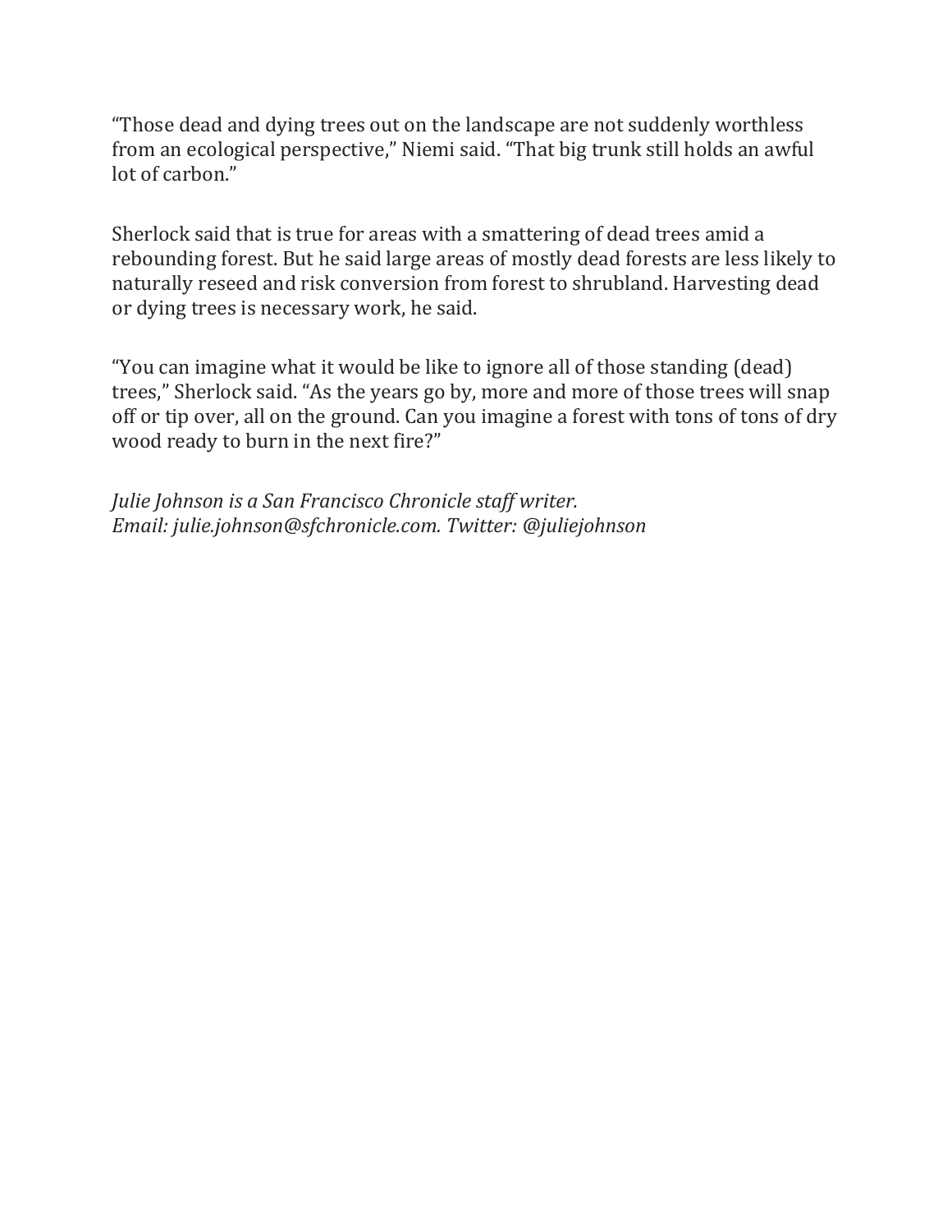"Those dead and dying trees out on the landscape are not suddenly worthless from an ecological perspective," Niemi said. "That big trunk still holds an awful lot of carbon."

Sherlock said that is true for areas with a smattering of dead trees amid a rebounding forest. But he said large areas of mostly dead forests are less likely to naturally reseed and risk conversion from forest to shrubland. Harvesting dead or dying trees is necessary work, he said.

"You can imagine what it would be like to ignore all of those standing (dead) trees," Sherlock said. "As the years go by, more and more of those trees will snap off or tip over, all on the ground. Can you imagine a forest with tons of tons of dry wood ready to burn in the next fire?"

*Julie Johnson is a San Francisco Chronicle staff writer.*
*Email: julie.johnson@sfchronicle.com. Twitter: @juliejohnson*